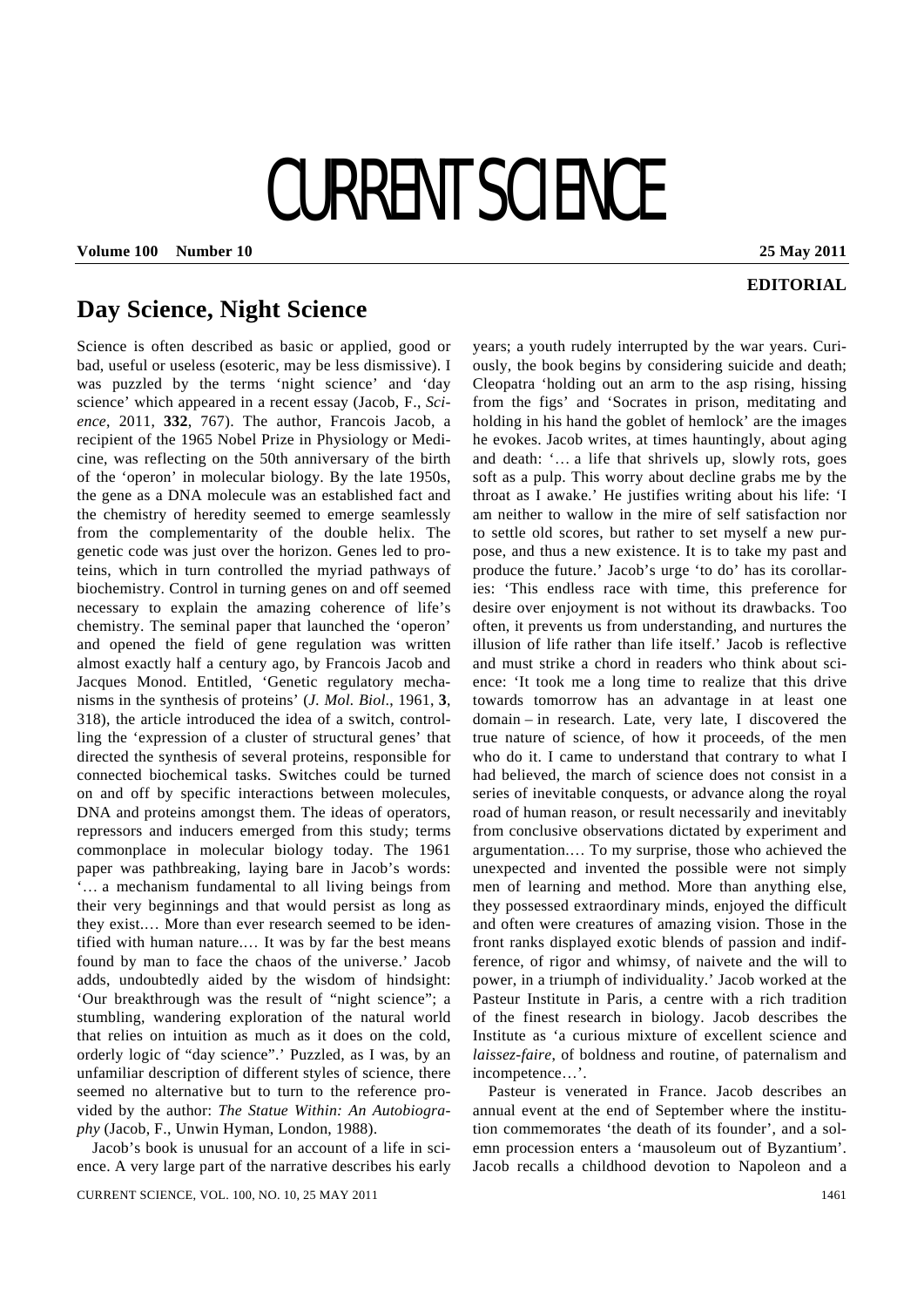# CURRENT SCIENCE

**Volume 100 Number 10** **25 May 2011**

**EDITORIAL**

## Day Science, Night Science

Science is often described as basic or applied, good or bad, useful or useless (esoteric, may be less dismissive). I was puzzled by the terms 'night science' and 'day science' which appeared in a recent essay (Jacob, F., *Science*, 2011, **332**, 767). The author, Francois Jacob, a recipient of the 1965 Nobel Prize in Physiology or Medicine, was reflecting on the 50th anniversary of the birth of the 'operon' in molecular biology. By the late 1950s, the gene as a DNA molecule was an established fact and the chemistry of heredity seemed to emerge seamlessly from the complementarity of the double helix. The genetic code was just over the horizon. Genes led to proteins, which in turn controlled the myriad pathways of biochemistry. Control in turning genes on and off seemed necessary to explain the amazing coherence of life's chemistry. The seminal paper that launched the 'operon' and opened the field of gene regulation was written almost exactly half a century ago, by Francois Jacob and Jacques Monod. Entitled, 'Genetic regulatory mechanisms in the synthesis of proteins' (*J. Mol. Biol*., 1961, **3**, 318), the article introduced the idea of a switch, controlling the 'expression of a cluster of structural genes' that directed the synthesis of several proteins, responsible for connected biochemical tasks. Switches could be turned on and off by specific interactions between molecules, DNA and proteins amongst them. The ideas of operators, repressors and inducers emerged from this study; terms commonplace in molecular biology today. The 1961 paper was pathbreaking, laying bare in Jacob's words: '… a mechanism fundamental to all living beings from their very beginnings and that would persist as long as they exist.… More than ever research seemed to be identified with human nature.… It was by far the best means found by man to face the chaos of the universe.' Jacob adds, undoubtedly aided by the wisdom of hindsight: 'Our breakthrough was the result of "night science"; a stumbling, wandering exploration of the natural world that relies on intuition as much as it does on the cold, orderly logic of "day science".' Puzzled, as I was, by an unfamiliar description of different styles of science, there seemed no alternative but to turn to the reference provided by the author: *The Statue Within: An Autobiography* (Jacob, F., Unwin Hyman, London, 1988).

Jacob's book is unusual for an account of a life in science. A very large part of the narrative describes his early years; a youth rudely interrupted by the war years. Curiously, the book begins by considering suicide and death; Cleopatra 'holding out an arm to the asp rising, hissing from the figs' and 'Socrates in prison, meditating and holding in his hand the goblet of hemlock' are the images he evokes. Jacob writes, at times hauntingly, about aging and death: '… a life that shrivels up, slowly rots, goes soft as a pulp. This worry about decline grabs me by the throat as I awake.' He justifies writing about his life: 'I am neither to wallow in the mire of self satisfaction nor to settle old scores, but rather to set myself a new purpose, and thus a new existence. It is to take my past and produce the future.' Jacob's urge 'to do' has its corollaries: 'This endless race with time, this preference for desire over enjoyment is not without its drawbacks. Too often, it prevents us from understanding, and nurtures the illusion of life rather than life itself.' Jacob is reflective and must strike a chord in readers who think about science: 'It took me a long time to realize that this drive towards tomorrow has an advantage in at least one domain – in research. Late, very late, I discovered the true nature of science, of how it proceeds, of the men who do it. I came to understand that contrary to what I had believed, the march of science does not consist in a series of inevitable conquests, or advance along the royal road of human reason, or result necessarily and inevitably from conclusive observations dictated by experiment and argumentation.… To my surprise, those who achieved the unexpected and invented the possible were not simply men of learning and method. More than anything else, they possessed extraordinary minds, enjoyed the difficult and often were creatures of amazing vision. Those in the front ranks displayed exotic blends of passion and indifference, of rigor and whimsy, of naivete and the will to power, in a triumph of individuality.' Jacob worked at the Pasteur Institute in Paris, a centre with a rich tradition of the finest research in biology. Jacob describes the Institute as 'a curious mixture of excellent science and *laissez-faire*, of boldness and routine, of paternalism and incompetence…'.

Pasteur is venerated in France. Jacob describes an annual event at the end of September where the institution commemorates 'the death of its founder', and a solemn procession enters a 'mausoleum out of Byzantium'. Jacob recalls a childhood devotion to Napoleon and a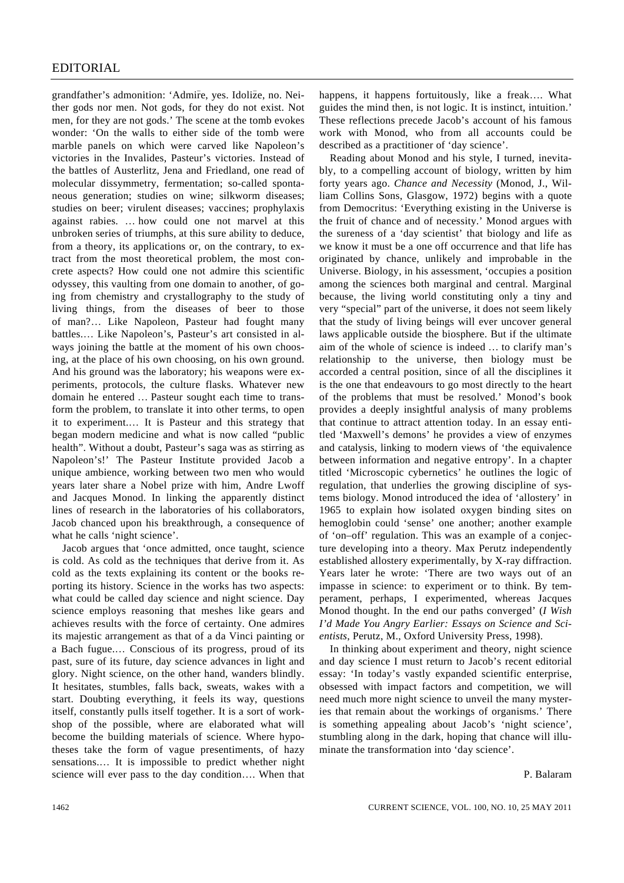grandfather's admonition: 'Admīre, yes. Idolīze, no. Neither gods nor men. Not gods, for they do not exist. Not men, for they are not gods.' The scene at the tomb evokes wonder: 'On the walls to either side of the tomb were marble panels on which were carved like Napoleon's victories in the Invalides, Pasteur's victories. Instead of the battles of Austerlitz, Jena and Friedland, one read of molecular dissymmetry, fermentation; so-called spontaneous generation; studies on wine; silkworm diseases; studies on beer; virulent diseases; vaccines; prophylaxis against rabies. … how could one not marvel at this unbroken series of triumphs, at this sure ability to deduce, from a theory, its applications or, on the contrary, to extract from the most theoretical problem, the most concrete aspects? How could one not admire this scientific odyssey, this vaulting from one domain to another, of going from chemistry and crystallography to the study of living things, from the diseases of beer to those of man?… Like Napoleon, Pasteur had fought many battles.… Like Napoleon's, Pasteur's art consisted in always joining the battle at the moment of his own choosing, at the place of his own choosing, on his own ground. And his ground was the laboratory; his weapons were experiments, protocols, the culture flasks. Whatever new domain he entered … Pasteur sought each time to transform the problem, to translate it into other terms, to open it to experiment.… It is Pasteur and this strategy that began modern medicine and what is now called "public health". Without a doubt, Pasteur's saga was as stirring as Napoleon's!' The Pasteur Institute provided Jacob a unique ambience, working between two men who would years later share a Nobel prize with him, Andre Lwoff and Jacques Monod. In linking the apparently distinct lines of research in the laboratories of his collaborators, Jacob chanced upon his breakthrough, a consequence of what he calls 'night science'.

Jacob argues that 'once admitted, once taught, science is cold. As cold as the techniques that derive from it. As cold as the texts explaining its content or the books reporting its history. Science in the works has two aspects: what could be called day science and night science. Day science employs reasoning that meshes like gears and achieves results with the force of certainty. One admires its majestic arrangement as that of a da Vinci painting or a Bach fugue.… Conscious of its progress, proud of its past, sure of its future, day science advances in light and glory. Night science, on the other hand, wanders blindly. It hesitates, stumbles, falls back, sweats, wakes with a start. Doubting everything, it feels its way, questions itself, constantly pulls itself together. It is a sort of workshop of the possible, where are elaborated what will become the building materials of science. Where hypotheses take the form of vague presentiments, of hazy sensations.… It is impossible to predict whether night science will ever pass to the day condition…. When that happens, it happens fortuitously, like a freak…. What guides the mind then, is not logic. It is instinct, intuition.' These reflections precede Jacob's account of his famous work with Monod, who from all accounts could be described as a practitioner of 'day science'.

Reading about Monod and his style, I turned, inevitably, to a compelling account of biology, written by him forty years ago. *Chance and Necessity* (Monod, J., William Collins Sons, Glasgow, 1972) begins with a quote from Democritus: 'Everything existing in the Universe is the fruit of chance and of necessity.' Monod argues with the sureness of a 'day scientist' that biology and life as we know it must be a one off occurrence and that life has originated by chance, unlikely and improbable in the Universe. Biology, in his assessment, 'occupies a position among the sciences both marginal and central. Marginal because, the living world constituting only a tiny and very "special" part of the universe, it does not seem likely that the study of living beings will ever uncover general laws applicable outside the biosphere. But if the ultimate aim of the whole of science is indeed … to clarify man's relationship to the universe, then biology must be accorded a central position, since of all the disciplines it is the one that endeavours to go most directly to the heart of the problems that must be resolved.' Monod's book provides a deeply insightful analysis of many problems that continue to attract attention today. In an essay entitled 'Maxwell's demons' he provides a view of enzymes and catalysis, linking to modern views of 'the equivalence between information and negative entropy'. In a chapter titled 'Microscopic cybernetics' he outlines the logic of regulation, that underlies the growing discipline of systems biology. Monod introduced the idea of 'allostery' in 1965 to explain how isolated oxygen binding sites on hemoglobin could 'sense' one another; another example of 'on–off' regulation. This was an example of a conjecture developing into a theory. Max Perutz independently established allostery experimentally, by X-ray diffraction. Years later he wrote: 'There are two ways out of an impasse in science: to experiment or to think. By temperament, perhaps, I experimented, whereas Jacques Monod thought. In the end our paths converged' (*I Wish I'd Made You Angry Earlier: Essays on Science and Scientists*, Perutz, M., Oxford University Press, 1998).

In thinking about experiment and theory, night science and day science I must return to Jacob's recent editorial essay: 'In today's vastly expanded scientific enterprise, obsessed with impact factors and competition, we will need much more night science to unveil the many mysteries that remain about the workings of organisms.' There is something appealing about Jacob's 'night science', stumbling along in the dark, hoping that chance will illuminate the transformation into 'day science'.

P. Balaram